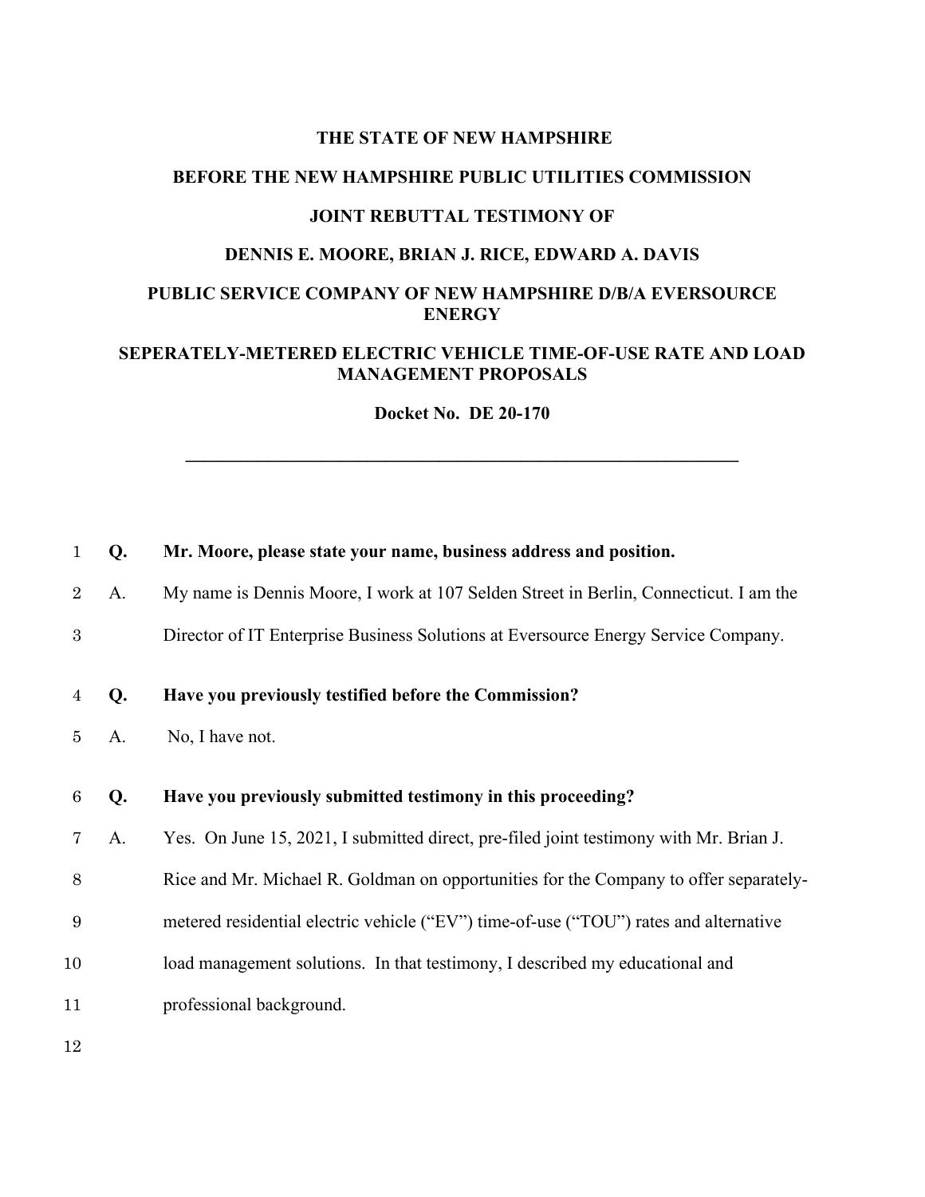**THE STATE OF NEW HAMPSHIRE**

**BEFORE THE NEW HAMPSHIRE PUBLIC UTILITIES COMMISSION**

**JOINT REBUTTAL TESTIMONY OF**

**DENNIS E. MOORE, BRIAN J. RICE, EDWARD A. DAVIS**

**PUBLIC SERVICE COMPANY OF NEW HAMPSHIRE D/B/A EVERSOURCE ENERGY**

**SEPERATELY-METERED ELECTRIC VEHICLE TIME-OF-USE RATE AND LOAD MANAGEMENT PROPOSALS**

**Docket No. DE 20-170**

---

1 **Q. Mr. Moore, please state your name, business address and position.**

2 A. My name is Dennis Moore, I work at 107 Selden Street in Berlin, Connecticut. I am the
3 Director of IT Enterprise Business Solutions at Eversource Energy Service Company.

4 **Q. Have you previously testified before the Commission?**

5 A. No, I have not.

6 **Q. Have you previously submitted testimony in this proceeding?**

7 A. Yes. On June 15, 2021, I submitted direct, pre-filed joint testimony with Mr. Brian J.
8 Rice and Mr. Michael R. Goldman on opportunities for the Company to offer separately-
9 metered residential electric vehicle ("EV") time-of-use ("TOU") rates and alternative
10 load management solutions. In that testimony, I described my educational and
11 professional background.

12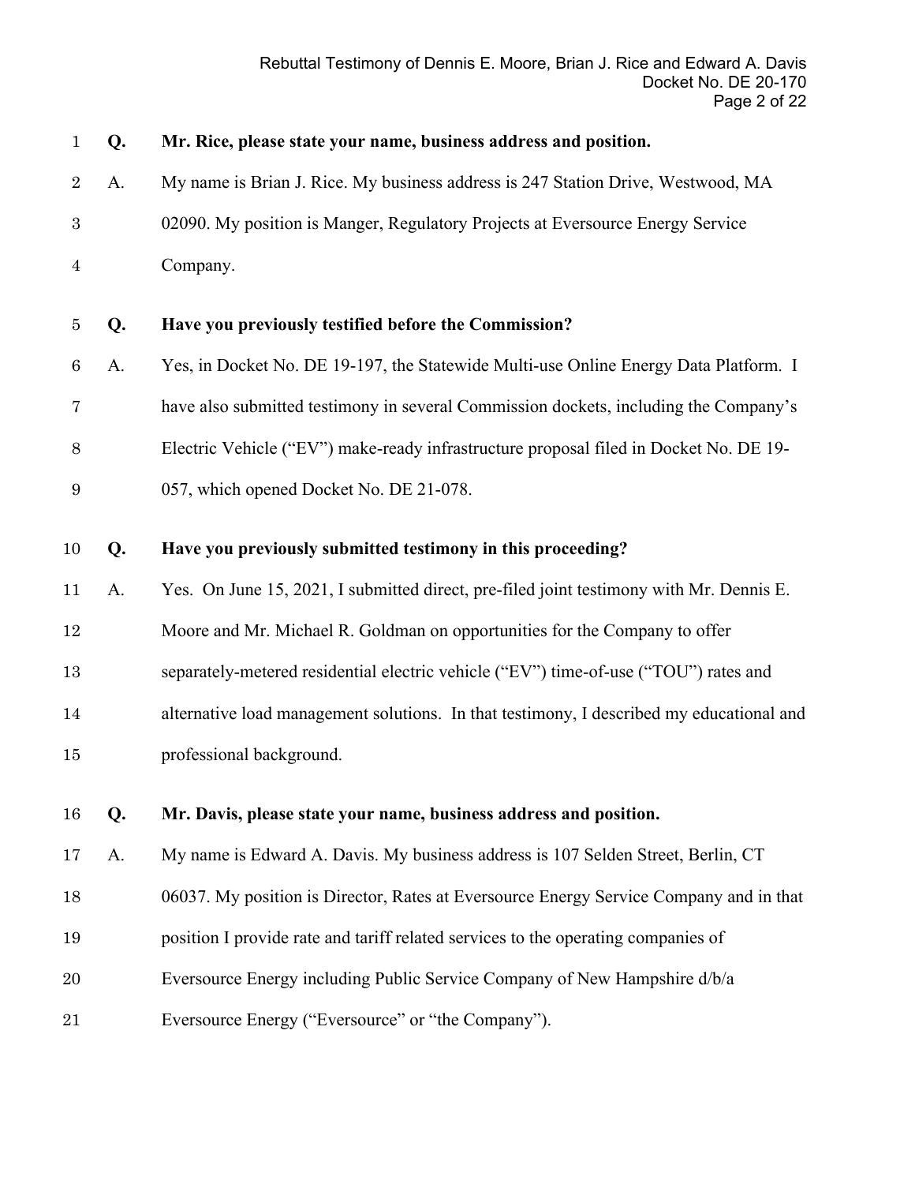**Q. Mr. Rice, please state your name, business address and position.**

A. My name is Brian J. Rice. My business address is 247 Station Drive, Westwood, MA 02090. My position is Manger, Regulatory Projects at Eversource Energy Service Company.

**Q. Have you previously testified before the Commission?**

A. Yes, in Docket No. DE 19-197, the Statewide Multi-use Online Energy Data Platform. I have also submitted testimony in several Commission dockets, including the Company's Electric Vehicle ("EV") make-ready infrastructure proposal filed in Docket No. DE 19-057, which opened Docket No. DE 21-078.

**Q. Have you previously submitted testimony in this proceeding?**

A. Yes. On June 15, 2021, I submitted direct, pre-filed joint testimony with Mr. Dennis E. Moore and Mr. Michael R. Goldman on opportunities for the Company to offer separately-metered residential electric vehicle ("EV") time-of-use ("TOU") rates and alternative load management solutions. In that testimony, I described my educational and professional background.

**Q. Mr. Davis, please state your name, business address and position.**

A. My name is Edward A. Davis. My business address is 107 Selden Street, Berlin, CT 06037. My position is Director, Rates at Eversource Energy Service Company and in that position I provide rate and tariff related services to the operating companies of Eversource Energy including Public Service Company of New Hampshire d/b/a Eversource Energy ("Eversource" or "the Company").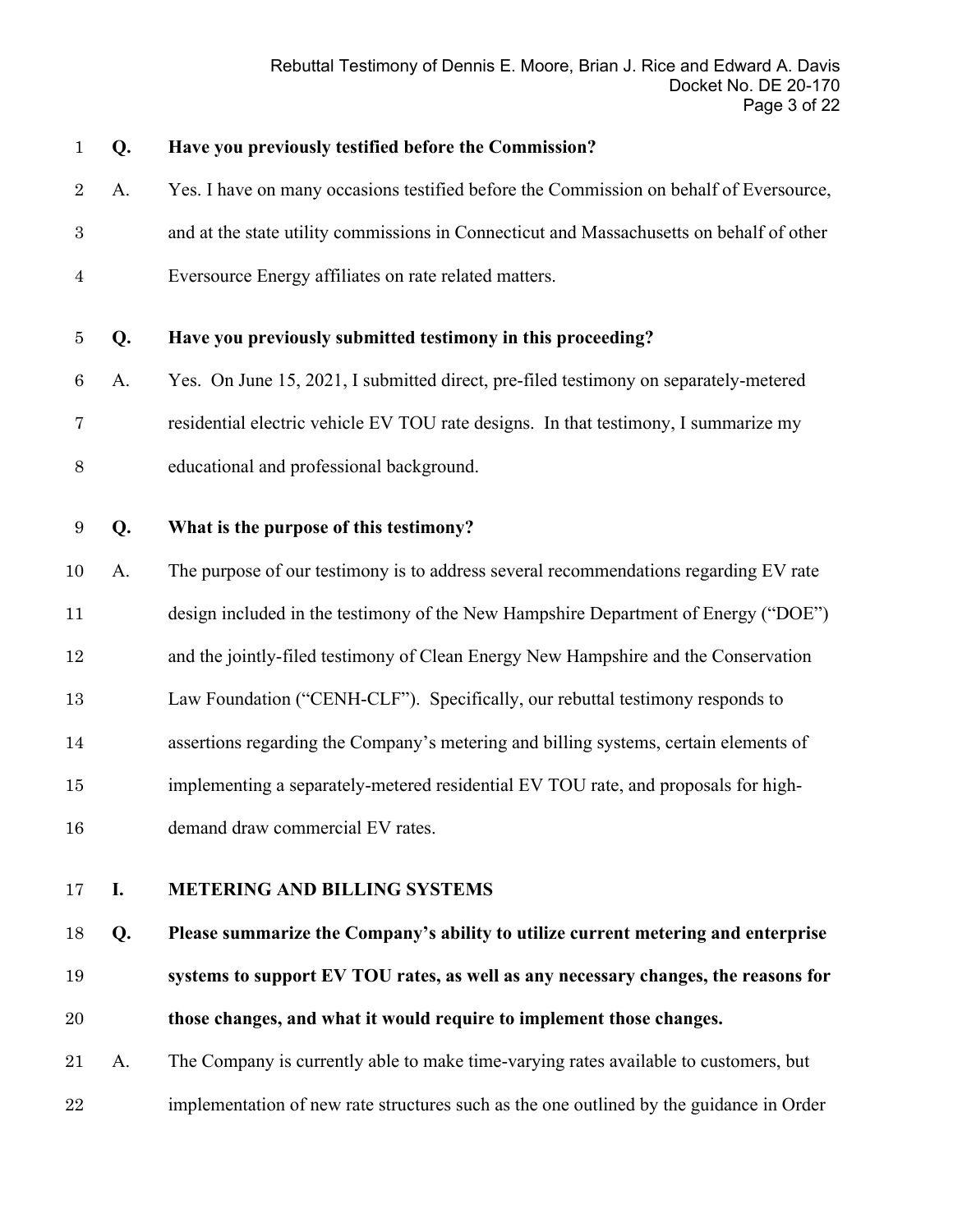**Q. Have you previously testified before the Commission?**

A. Yes. I have on many occasions testified before the Commission on behalf of Eversource, and at the state utility commissions in Connecticut and Massachusetts on behalf of other Eversource Energy affiliates on rate related matters.

**Q. Have you previously submitted testimony in this proceeding?**

A. Yes. On June 15, 2021, I submitted direct, pre-filed testimony on separately-metered residential electric vehicle EV TOU rate designs. In that testimony, I summarize my educational and professional background.

**Q. What is the purpose of this testimony?**

A. The purpose of our testimony is to address several recommendations regarding EV rate design included in the testimony of the New Hampshire Department of Energy ("DOE") and the jointly-filed testimony of Clean Energy New Hampshire and the Conservation Law Foundation ("CENH-CLF"). Specifically, our rebuttal testimony responds to assertions regarding the Company's metering and billing systems, certain elements of implementing a separately-metered residential EV TOU rate, and proposals for high-demand draw commercial EV rates.

## I. METERING AND BILLING SYSTEMS

**Q. Please summarize the Company's ability to utilize current metering and enterprise systems to support EV TOU rates, as well as any necessary changes, the reasons for those changes, and what it would require to implement those changes.**

A. The Company is currently able to make time-varying rates available to customers, but implementation of new rate structures such as the one outlined by the guidance in Order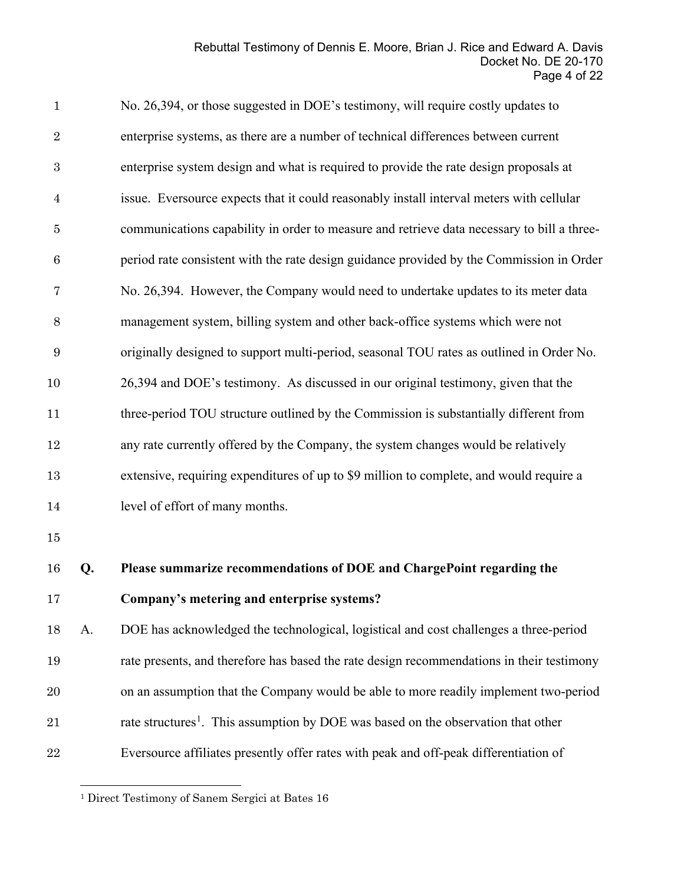No. 26,394, or those suggested in DOE's testimony, will require costly updates to enterprise systems, as there are a number of technical differences between current enterprise system design and what is required to provide the rate design proposals at issue. Eversource expects that it could reasonably install interval meters with cellular communications capability in order to measure and retrieve data necessary to bill a three-period rate consistent with the rate design guidance provided by the Commission in Order No. 26,394. However, the Company would need to undertake updates to its meter data management system, billing system and other back-office systems which were not originally designed to support multi-period, seasonal TOU rates as outlined in Order No. 26,394 and DOE's testimony. As discussed in our original testimony, given that the three-period TOU structure outlined by the Commission is substantially different from any rate currently offered by the Company, the system changes would be relatively extensive, requiring expenditures of up to $9 million to complete, and would require a level of effort of many months.

**Q. Please summarize recommendations of DOE and ChargePoint regarding the Company's metering and enterprise systems?**

A. DOE has acknowledged the technological, logistical and cost challenges a three-period rate presents, and therefore has based the rate design recommendations in their testimony on an assumption that the Company would be able to more readily implement two-period rate structures[1]. This assumption by DOE was based on the observation that other Eversource affiliates presently offer rates with peak and off-peak differentiation of

[1] Direct Testimony of Sanem Sergici at Bates 16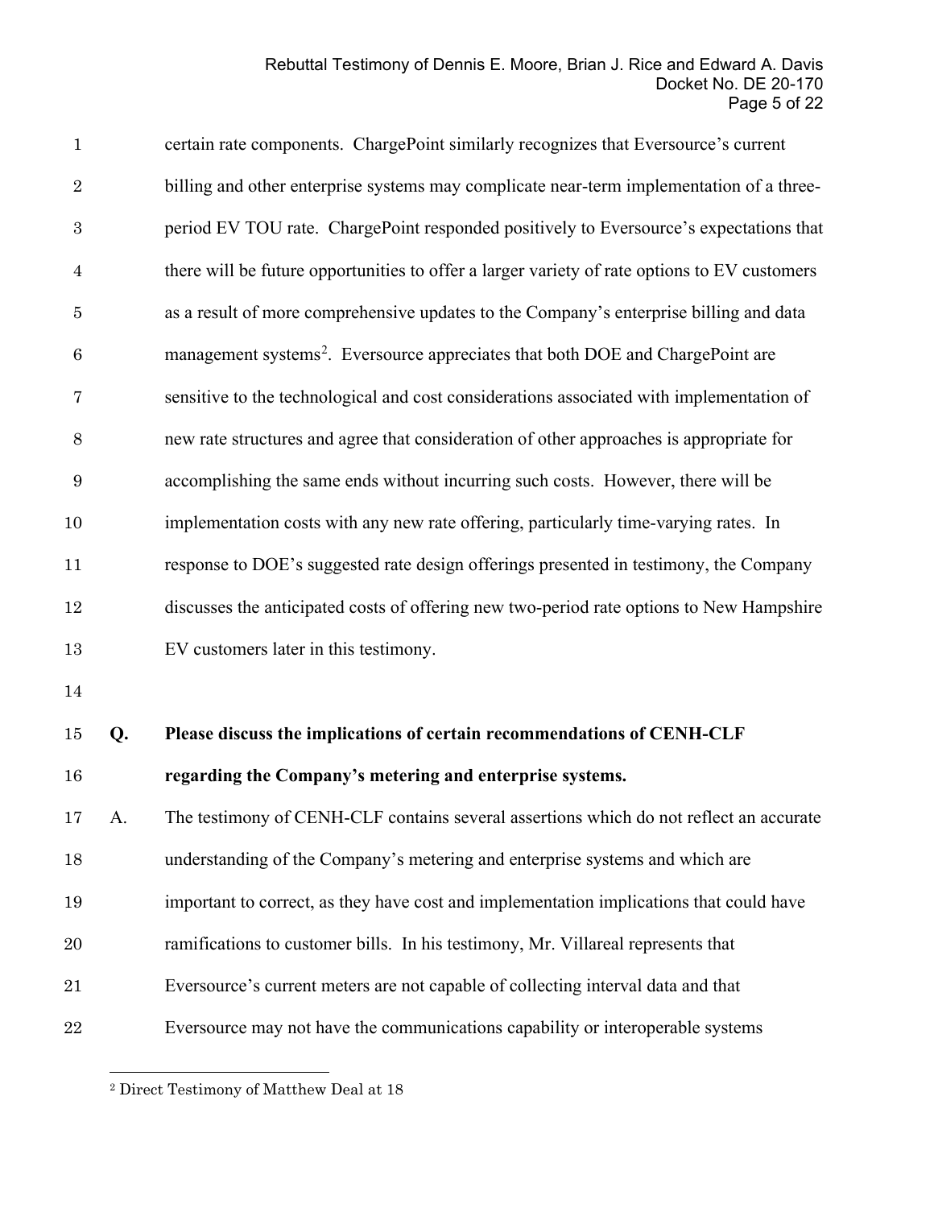certain rate components. ChargePoint similarly recognizes that Eversource's current billing and other enterprise systems may complicate near-term implementation of a three-period EV TOU rate. ChargePoint responded positively to Eversource's expectations that there will be future opportunities to offer a larger variety of rate options to EV customers as a result of more comprehensive updates to the Company's enterprise billing and data management systems[2]. Eversource appreciates that both DOE and ChargePoint are sensitive to the technological and cost considerations associated with implementation of new rate structures and agree that consideration of other approaches is appropriate for accomplishing the same ends without incurring such costs. However, there will be implementation costs with any new rate offering, particularly time-varying rates. In response to DOE's suggested rate design offerings presented in testimony, the Company discusses the anticipated costs of offering new two-period rate options to New Hampshire EV customers later in this testimony.

**Q. Please discuss the implications of certain recommendations of CENH-CLF regarding the Company's metering and enterprise systems.**

A. The testimony of CENH-CLF contains several assertions which do not reflect an accurate understanding of the Company's metering and enterprise systems and which are important to correct, as they have cost and implementation implications that could have ramifications to customer bills. In his testimony, Mr. Villareal represents that Eversource's current meters are not capable of collecting interval data and that Eversource may not have the communications capability or interoperable systems

---

[2] Direct Testimony of Matthew Deal at 18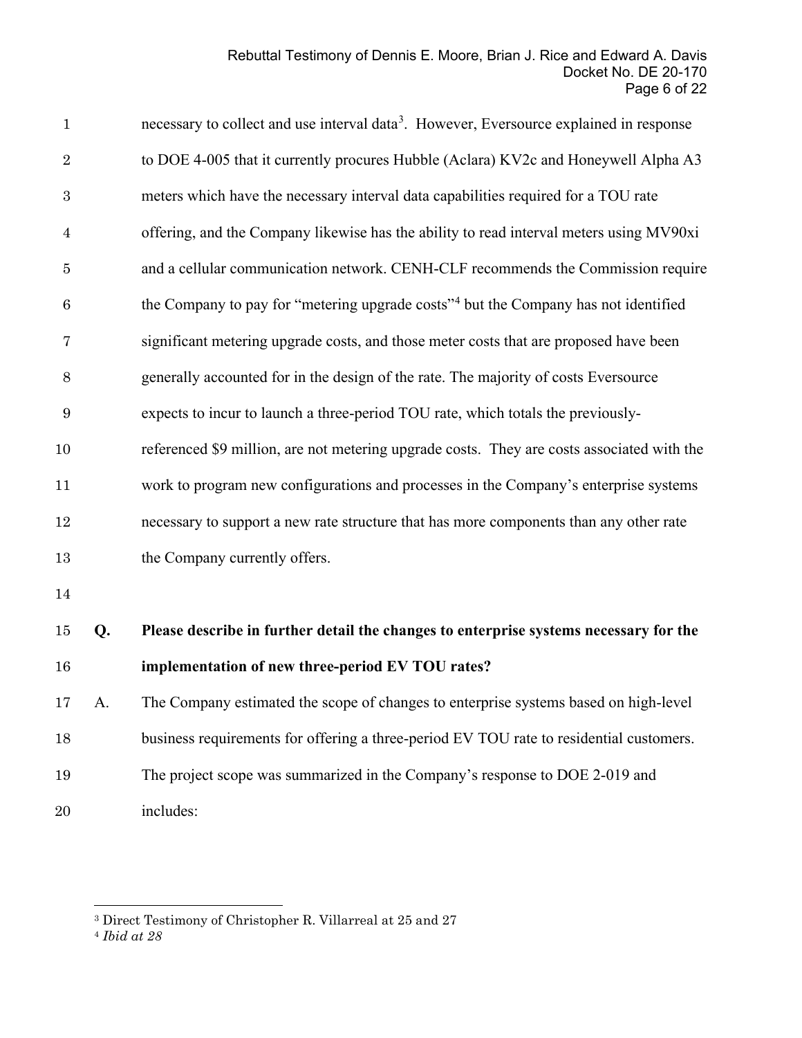necessary to collect and use interval data[3]. However, Eversource explained in response to DOE 4-005 that it currently procures Hubble (Aclara) KV2c and Honeywell Alpha A3 meters which have the necessary interval data capabilities required for a TOU rate offering, and the Company likewise has the ability to read interval meters using MV90xi and a cellular communication network. CENH-CLF recommends the Commission require the Company to pay for "metering upgrade costs"[4] but the Company has not identified significant metering upgrade costs, and those meter costs that are proposed have been generally accounted for in the design of the rate. The majority of costs Eversource expects to incur to launch a three-period TOU rate, which totals the previously-referenced $9 million, are not metering upgrade costs. They are costs associated with the work to program new configurations and processes in the Company's enterprise systems necessary to support a new rate structure that has more components than any other rate the Company currently offers.

**Q. Please describe in further detail the changes to enterprise systems necessary for the implementation of new three-period EV TOU rates?**

A. The Company estimated the scope of changes to enterprise systems based on high-level business requirements for offering a three-period EV TOU rate to residential customers. The project scope was summarized in the Company's response to DOE 2-019 and includes:

---

[3] Direct Testimony of Christopher R. Villarreal at 25 and 27

[4] *Ibid at 28*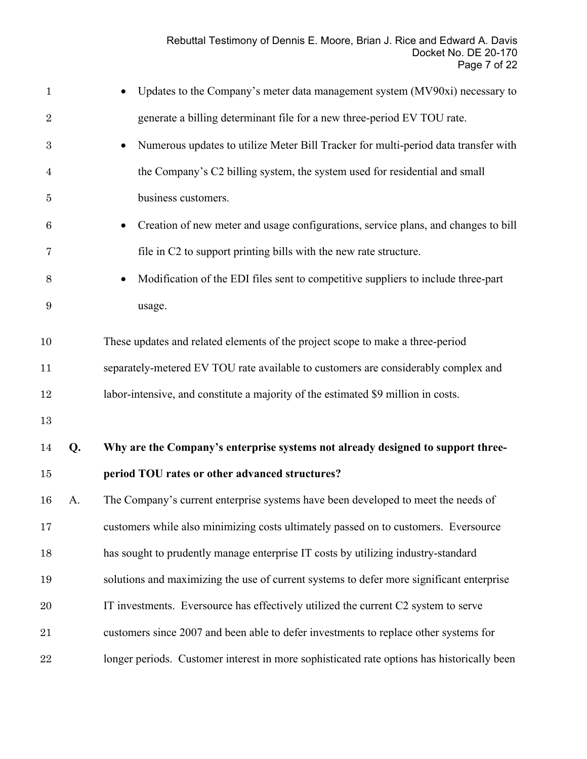- Updates to the Company's meter data management system (MV90xi) necessary to generate a billing determinant file for a new three-period EV TOU rate.
- Numerous updates to utilize Meter Bill Tracker for multi-period data transfer with the Company's C2 billing system, the system used for residential and small business customers.
- Creation of new meter and usage configurations, service plans, and changes to bill file in C2 to support printing bills with the new rate structure.
- Modification of the EDI files sent to competitive suppliers to include three-part usage.

These updates and related elements of the project scope to make a three-period separately-metered EV TOU rate available to customers are considerably complex and labor-intensive, and constitute a majority of the estimated $9 million in costs.

**Q. Why are the Company's enterprise systems not already designed to support three-period TOU rates or other advanced structures?**

A. The Company's current enterprise systems have been developed to meet the needs of customers while also minimizing costs ultimately passed on to customers. Eversource has sought to prudently manage enterprise IT costs by utilizing industry-standard solutions and maximizing the use of current systems to defer more significant enterprise IT investments. Eversource has effectively utilized the current C2 system to serve customers since 2007 and been able to defer investments to replace other systems for longer periods. Customer interest in more sophisticated rate options has historically been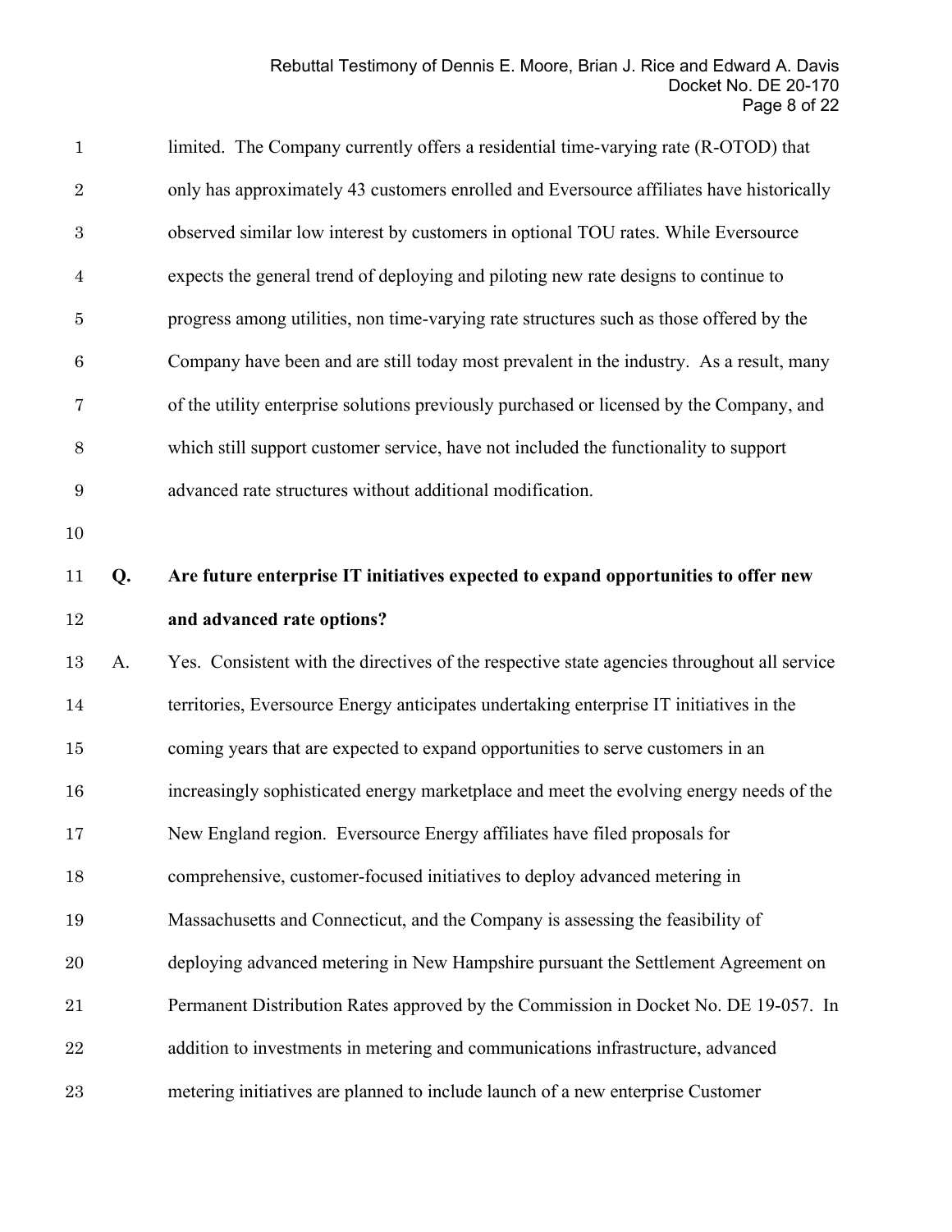limited. The Company currently offers a residential time-varying rate (R-OTOD) that only has approximately 43 customers enrolled and Eversource affiliates have historically observed similar low interest by customers in optional TOU rates. While Eversource expects the general trend of deploying and piloting new rate designs to continue to progress among utilities, non time-varying rate structures such as those offered by the Company have been and are still today most prevalent in the industry. As a result, many of the utility enterprise solutions previously purchased or licensed by the Company, and which still support customer service, have not included the functionality to support advanced rate structures without additional modification.

**Q. Are future enterprise IT initiatives expected to expand opportunities to offer new and advanced rate options?**

A. Yes. Consistent with the directives of the respective state agencies throughout all service territories, Eversource Energy anticipates undertaking enterprise IT initiatives in the coming years that are expected to expand opportunities to serve customers in an increasingly sophisticated energy marketplace and meet the evolving energy needs of the New England region. Eversource Energy affiliates have filed proposals for comprehensive, customer-focused initiatives to deploy advanced metering in Massachusetts and Connecticut, and the Company is assessing the feasibility of deploying advanced metering in New Hampshire pursuant the Settlement Agreement on Permanent Distribution Rates approved by the Commission in Docket No. DE 19-057. In addition to investments in metering and communications infrastructure, advanced metering initiatives are planned to include launch of a new enterprise Customer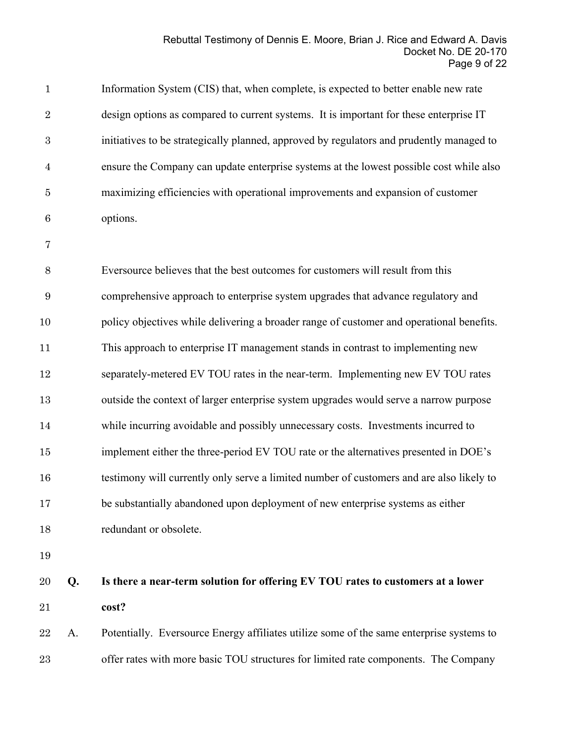Information System (CIS) that, when complete, is expected to better enable new rate design options as compared to current systems. It is important for these enterprise IT initiatives to be strategically planned, approved by regulators and prudently managed to ensure the Company can update enterprise systems at the lowest possible cost while also maximizing efficiencies with operational improvements and expansion of customer options.

Eversource believes that the best outcomes for customers will result from this comprehensive approach to enterprise system upgrades that advance regulatory and policy objectives while delivering a broader range of customer and operational benefits. This approach to enterprise IT management stands in contrast to implementing new separately-metered EV TOU rates in the near-term. Implementing new EV TOU rates outside the context of larger enterprise system upgrades would serve a narrow purpose while incurring avoidable and possibly unnecessary costs. Investments incurred to implement either the three-period EV TOU rate or the alternatives presented in DOE's testimony will currently only serve a limited number of customers and are also likely to be substantially abandoned upon deployment of new enterprise systems as either redundant or obsolete.

**Q. Is there a near-term solution for offering EV TOU rates to customers at a lower cost?**

A. Potentially. Eversource Energy affiliates utilize some of the same enterprise systems to offer rates with more basic TOU structures for limited rate components. The Company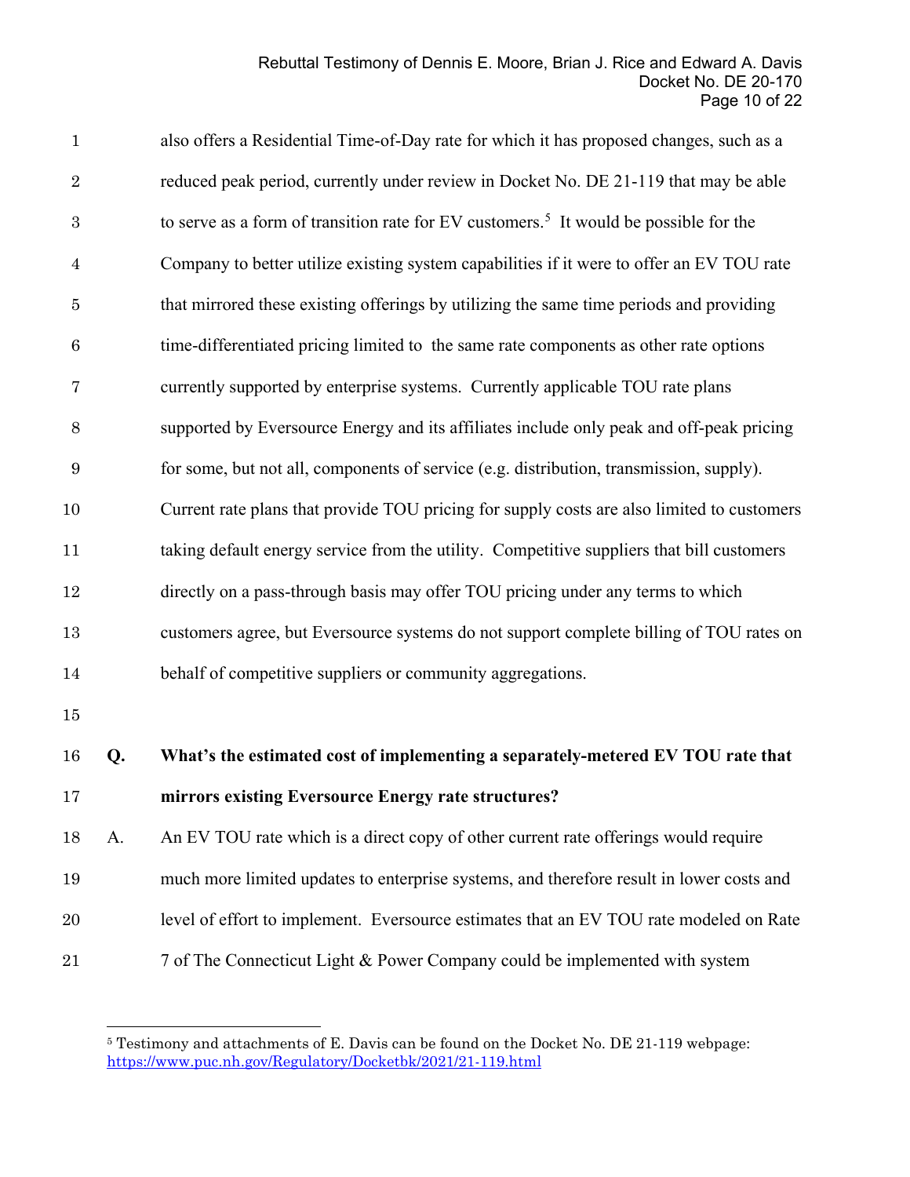also offers a Residential Time-of-Day rate for which it has proposed changes, such as a reduced peak period, currently under review in Docket No. DE 21-119 that may be able to serve as a form of transition rate for EV customers.[5] It would be possible for the Company to better utilize existing system capabilities if it were to offer an EV TOU rate that mirrored these existing offerings by utilizing the same time periods and providing time-differentiated pricing limited to the same rate components as other rate options currently supported by enterprise systems. Currently applicable TOU rate plans supported by Eversource Energy and its affiliates include only peak and off-peak pricing for some, but not all, components of service (e.g. distribution, transmission, supply). Current rate plans that provide TOU pricing for supply costs are also limited to customers taking default energy service from the utility. Competitive suppliers that bill customers directly on a pass-through basis may offer TOU pricing under any terms to which customers agree, but Eversource systems do not support complete billing of TOU rates on behalf of competitive suppliers or community aggregations.

**Q. What's the estimated cost of implementing a separately-metered EV TOU rate that mirrors existing Eversource Energy rate structures?**

A. An EV TOU rate which is a direct copy of other current rate offerings would require much more limited updates to enterprise systems, and therefore result in lower costs and level of effort to implement. Eversource estimates that an EV TOU rate modeled on Rate 7 of The Connecticut Light & Power Company could be implemented with system

[5] Testimony and attachments of E. Davis can be found on the Docket No. DE 21-119 webpage: https://www.puc.nh.gov/Regulatory/Docketbk/2021/21-119.html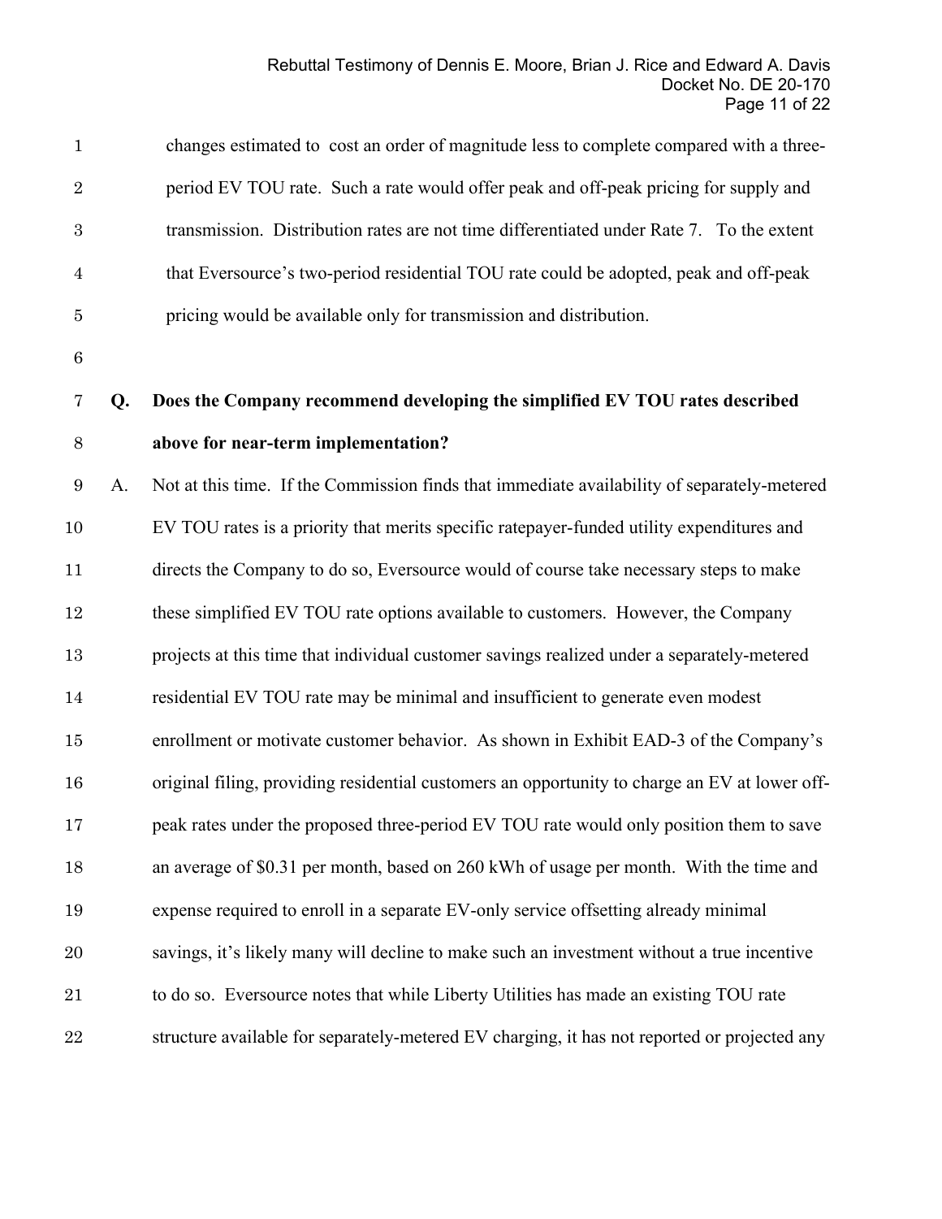changes estimated to cost an order of magnitude less to complete compared with a three-period EV TOU rate. Such a rate would offer peak and off-peak pricing for supply and transmission. Distribution rates are not time differentiated under Rate 7. To the extent that Eversource's two-period residential TOU rate could be adopted, peak and off-peak pricing would be available only for transmission and distribution.

**Q. Does the Company recommend developing the simplified EV TOU rates described above for near-term implementation?**

A. Not at this time. If the Commission finds that immediate availability of separately-metered EV TOU rates is a priority that merits specific ratepayer-funded utility expenditures and directs the Company to do so, Eversource would of course take necessary steps to make these simplified EV TOU rate options available to customers. However, the Company projects at this time that individual customer savings realized under a separately-metered residential EV TOU rate may be minimal and insufficient to generate even modest enrollment or motivate customer behavior. As shown in Exhibit EAD-3 of the Company's original filing, providing residential customers an opportunity to charge an EV at lower off-peak rates under the proposed three-period EV TOU rate would only position them to save an average of $0.31 per month, based on 260 kWh of usage per month. With the time and expense required to enroll in a separate EV-only service offsetting already minimal savings, it's likely many will decline to make such an investment without a true incentive to do so. Eversource notes that while Liberty Utilities has made an existing TOU rate structure available for separately-metered EV charging, it has not reported or projected any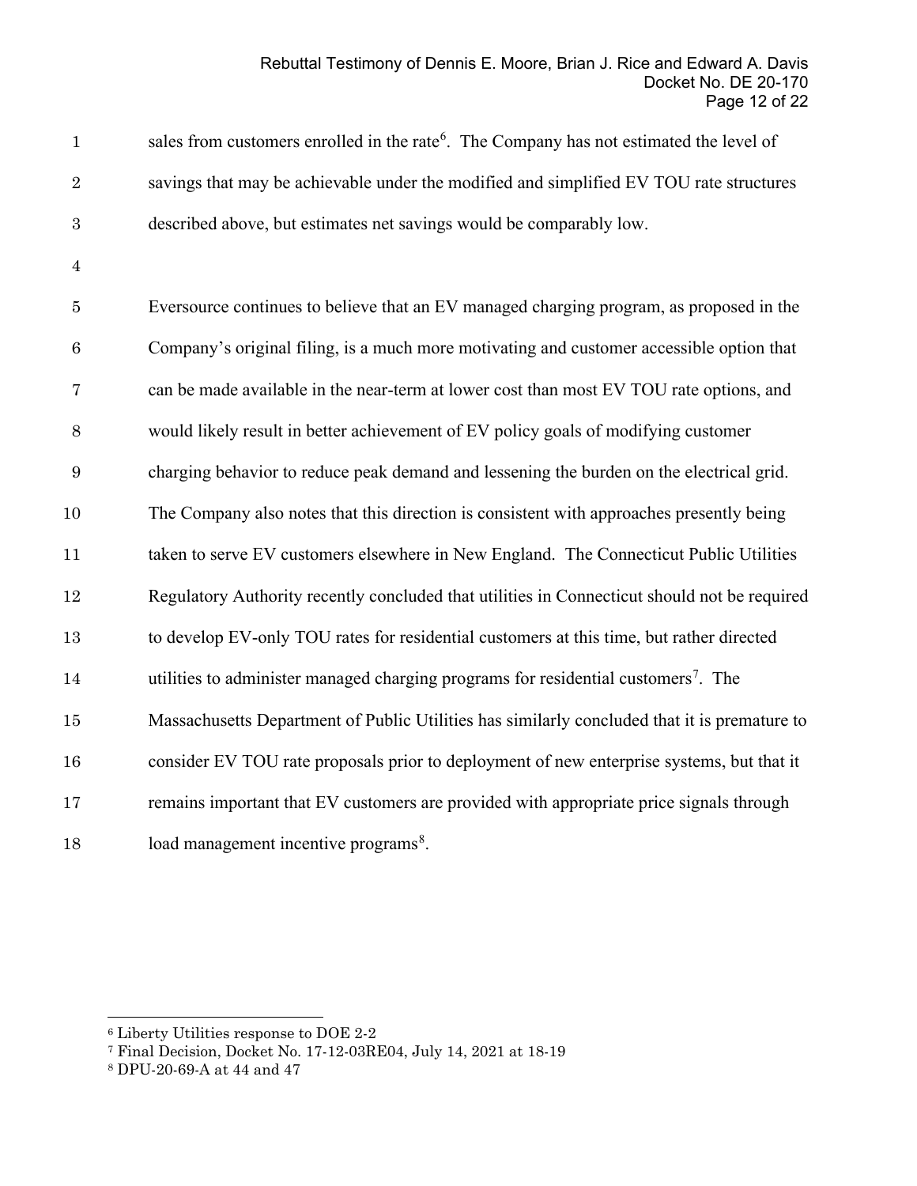sales from customers enrolled in the rate[6]. The Company has not estimated the level of savings that may be achievable under the modified and simplified EV TOU rate structures described above, but estimates net savings would be comparably low.

Eversource continues to believe that an EV managed charging program, as proposed in the Company's original filing, is a much more motivating and customer accessible option that can be made available in the near-term at lower cost than most EV TOU rate options, and would likely result in better achievement of EV policy goals of modifying customer charging behavior to reduce peak demand and lessening the burden on the electrical grid. The Company also notes that this direction is consistent with approaches presently being taken to serve EV customers elsewhere in New England. The Connecticut Public Utilities Regulatory Authority recently concluded that utilities in Connecticut should not be required to develop EV-only TOU rates for residential customers at this time, but rather directed utilities to administer managed charging programs for residential customers[7]. The Massachusetts Department of Public Utilities has similarly concluded that it is premature to consider EV TOU rate proposals prior to deployment of new enterprise systems, but that it remains important that EV customers are provided with appropriate price signals through load management incentive programs[8].

---

[6] Liberty Utilities response to DOE 2-2

[7] Final Decision, Docket No. 17-12-03RE04, July 14, 2021 at 18-19

[8] DPU-20-69-A at 44 and 47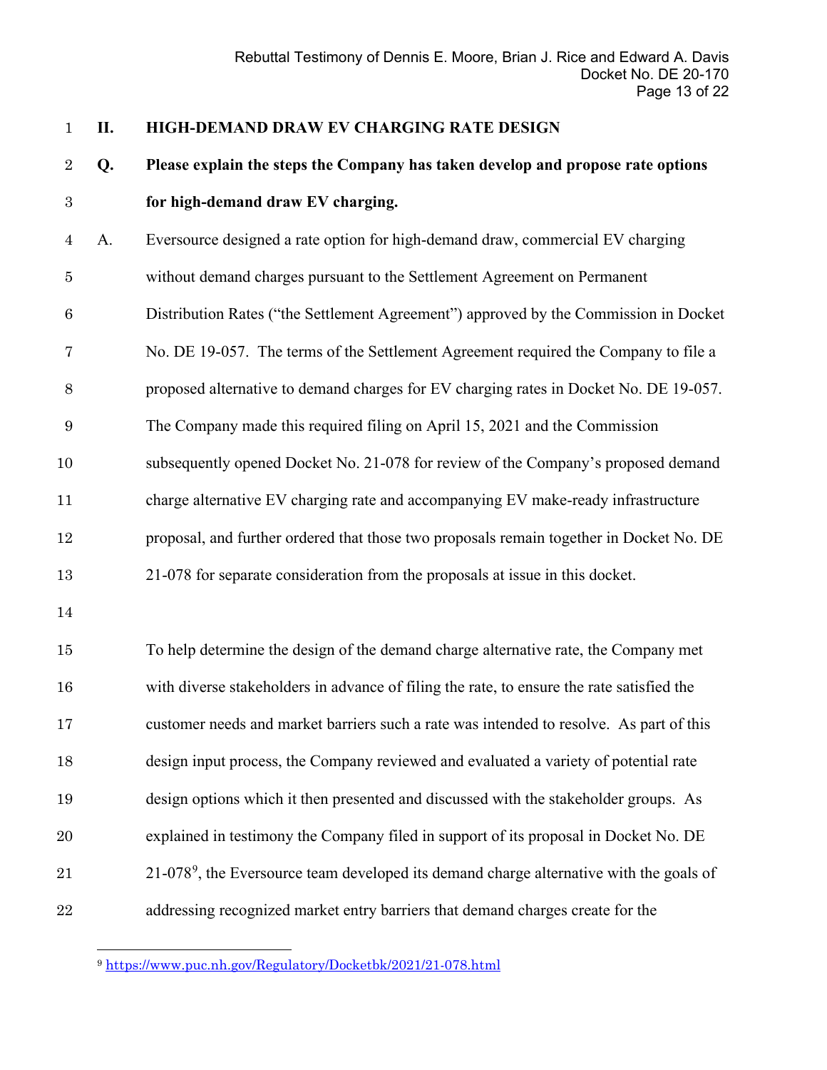## II. HIGH-DEMAND DRAW EV CHARGING RATE DESIGN

**Q. Please explain the steps the Company has taken develop and propose rate options for high-demand draw EV charging.**

A. Eversource designed a rate option for high-demand draw, commercial EV charging without demand charges pursuant to the Settlement Agreement on Permanent Distribution Rates ("the Settlement Agreement") approved by the Commission in Docket No. DE 19-057. The terms of the Settlement Agreement required the Company to file a proposed alternative to demand charges for EV charging rates in Docket No. DE 19-057. The Company made this required filing on April 15, 2021 and the Commission subsequently opened Docket No. 21-078 for review of the Company's proposed demand charge alternative EV charging rate and accompanying EV make-ready infrastructure proposal, and further ordered that those two proposals remain together in Docket No. DE 21-078 for separate consideration from the proposals at issue in this docket.

To help determine the design of the demand charge alternative rate, the Company met with diverse stakeholders in advance of filing the rate, to ensure the rate satisfied the customer needs and market barriers such a rate was intended to resolve. As part of this design input process, the Company reviewed and evaluated a variety of potential rate design options which it then presented and discussed with the stakeholder groups. As explained in testimony the Company filed in support of its proposal in Docket No. DE 21-078[9], the Eversource team developed its demand charge alternative with the goals of addressing recognized market entry barriers that demand charges create for the

[9] https://www.puc.nh.gov/Regulatory/Docketbk/2021/21-078.html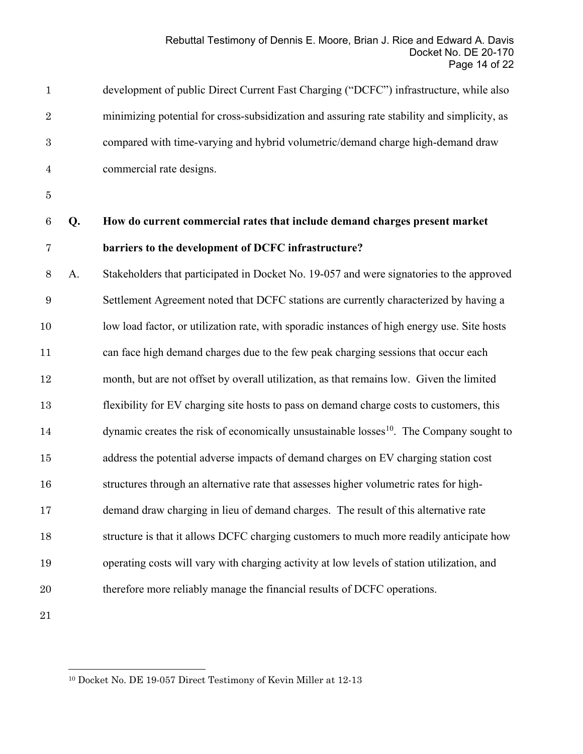development of public Direct Current Fast Charging ("DCFC") infrastructure, while also minimizing potential for cross-subsidization and assuring rate stability and simplicity, as compared with time-varying and hybrid volumetric/demand charge high-demand draw commercial rate designs.

**Q. How do current commercial rates that include demand charges present market barriers to the development of DCFC infrastructure?**

A. Stakeholders that participated in Docket No. 19-057 and were signatories to the approved Settlement Agreement noted that DCFC stations are currently characterized by having a low load factor, or utilization rate, with sporadic instances of high energy use. Site hosts can face high demand charges due to the few peak charging sessions that occur each month, but are not offset by overall utilization, as that remains low. Given the limited flexibility for EV charging site hosts to pass on demand charge costs to customers, this dynamic creates the risk of economically unsustainable losses[10]. The Company sought to address the potential adverse impacts of demand charges on EV charging station cost structures through an alternative rate that assesses higher volumetric rates for high-demand draw charging in lieu of demand charges. The result of this alternative rate structure is that it allows DCFC charging customers to much more readily anticipate how operating costs will vary with charging activity at low levels of station utilization, and therefore more reliably manage the financial results of DCFC operations.

[10] Docket No. DE 19-057 Direct Testimony of Kevin Miller at 12-13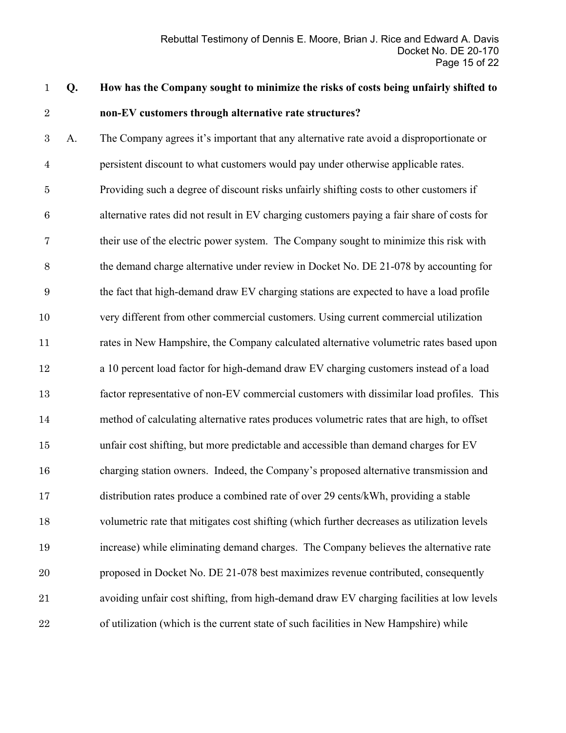**Q. How has the Company sought to minimize the risks of costs being unfairly shifted to non-EV customers through alternative rate structures?**

A. The Company agrees it's important that any alternative rate avoid a disproportionate or persistent discount to what customers would pay under otherwise applicable rates. Providing such a degree of discount risks unfairly shifting costs to other customers if alternative rates did not result in EV charging customers paying a fair share of costs for their use of the electric power system. The Company sought to minimize this risk with the demand charge alternative under review in Docket No. DE 21-078 by accounting for the fact that high-demand draw EV charging stations are expected to have a load profile very different from other commercial customers. Using current commercial utilization rates in New Hampshire, the Company calculated alternative volumetric rates based upon a 10 percent load factor for high-demand draw EV charging customers instead of a load factor representative of non-EV commercial customers with dissimilar load profiles. This method of calculating alternative rates produces volumetric rates that are high, to offset unfair cost shifting, but more predictable and accessible than demand charges for EV charging station owners. Indeed, the Company's proposed alternative transmission and distribution rates produce a combined rate of over 29 cents/kWh, providing a stable volumetric rate that mitigates cost shifting (which further decreases as utilization levels increase) while eliminating demand charges. The Company believes the alternative rate proposed in Docket No. DE 21-078 best maximizes revenue contributed, consequently avoiding unfair cost shifting, from high-demand draw EV charging facilities at low levels of utilization (which is the current state of such facilities in New Hampshire) while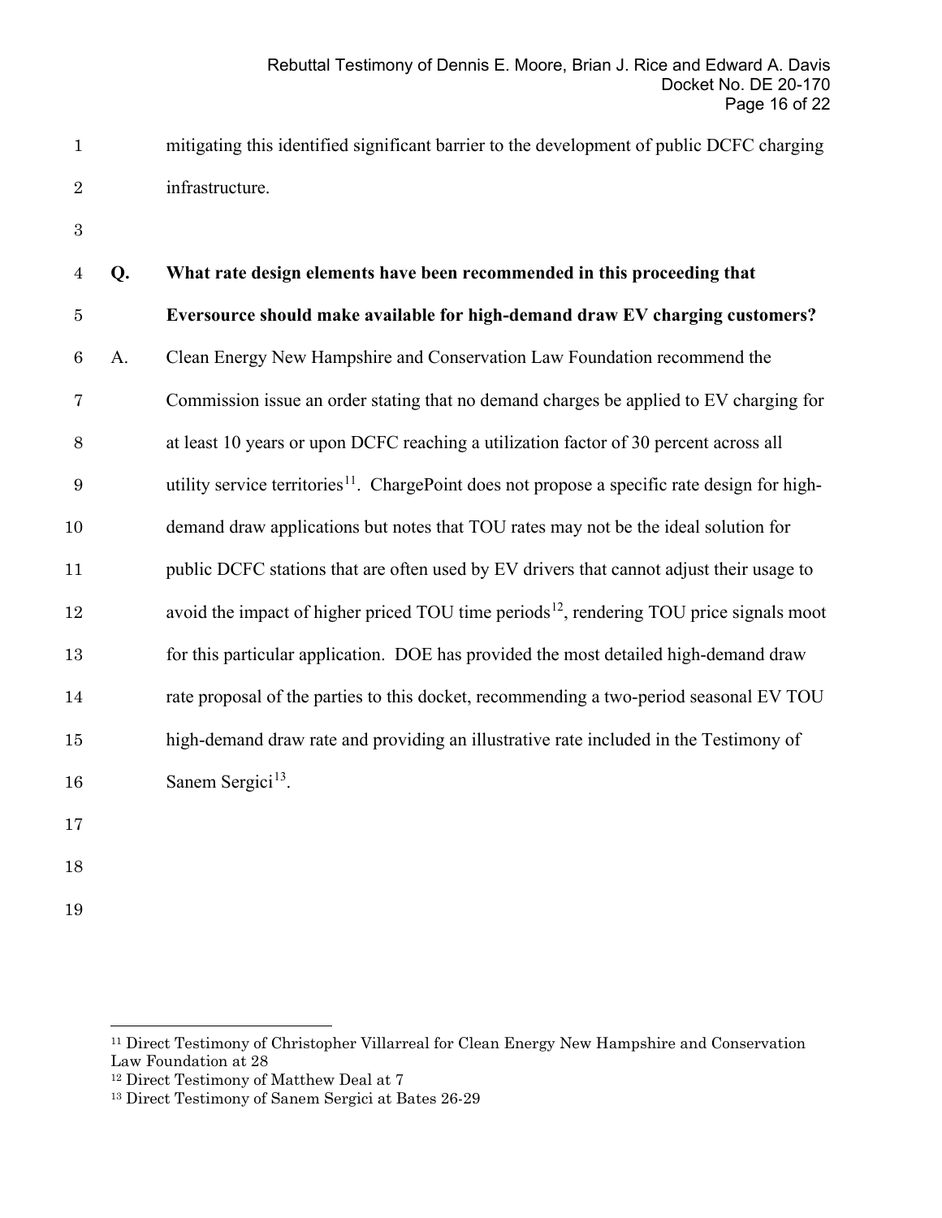mitigating this identified significant barrier to the development of public DCFC charging infrastructure.

**Q. What rate design elements have been recommended in this proceeding that Eversource should make available for high-demand draw EV charging customers?**

A. Clean Energy New Hampshire and Conservation Law Foundation recommend the Commission issue an order stating that no demand charges be applied to EV charging for at least 10 years or upon DCFC reaching a utilization factor of 30 percent across all utility service territories[11]. ChargePoint does not propose a specific rate design for high-demand draw applications but notes that TOU rates may not be the ideal solution for public DCFC stations that are often used by EV drivers that cannot adjust their usage to avoid the impact of higher priced TOU time periods[12], rendering TOU price signals moot for this particular application. DOE has provided the most detailed high-demand draw rate proposal of the parties to this docket, recommending a two-period seasonal EV TOU high-demand draw rate and providing an illustrative rate included in the Testimony of Sanem Sergici[13].

---

[11] Direct Testimony of Christopher Villarreal for Clean Energy New Hampshire and Conservation Law Foundation at 28

[12] Direct Testimony of Matthew Deal at 7

[13] Direct Testimony of Sanem Sergici at Bates 26-29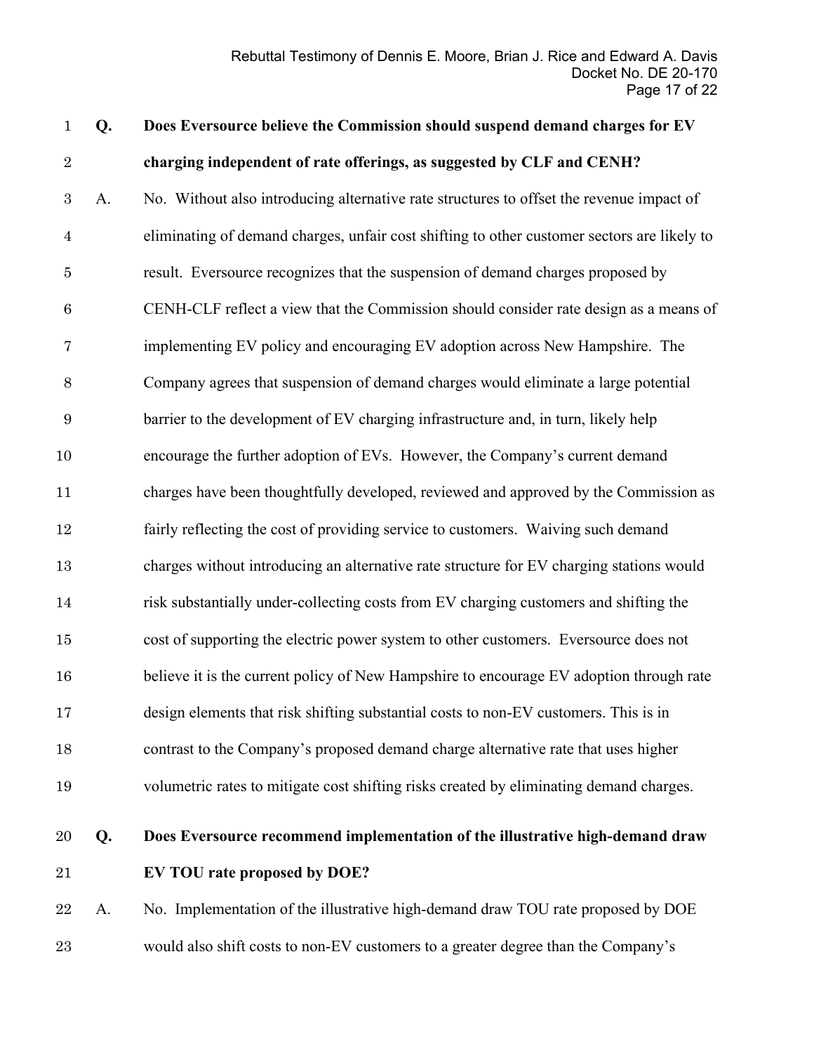**Q. Does Eversource believe the Commission should suspend demand charges for EV charging independent of rate offerings, as suggested by CLF and CENH?**

A. No. Without also introducing alternative rate structures to offset the revenue impact of eliminating of demand charges, unfair cost shifting to other customer sectors are likely to result. Eversource recognizes that the suspension of demand charges proposed by CENH-CLF reflect a view that the Commission should consider rate design as a means of implementing EV policy and encouraging EV adoption across New Hampshire. The Company agrees that suspension of demand charges would eliminate a large potential barrier to the development of EV charging infrastructure and, in turn, likely help encourage the further adoption of EVs. However, the Company's current demand charges have been thoughtfully developed, reviewed and approved by the Commission as fairly reflecting the cost of providing service to customers. Waiving such demand charges without introducing an alternative rate structure for EV charging stations would risk substantially under-collecting costs from EV charging customers and shifting the cost of supporting the electric power system to other customers. Eversource does not believe it is the current policy of New Hampshire to encourage EV adoption through rate design elements that risk shifting substantial costs to non-EV customers. This is in contrast to the Company's proposed demand charge alternative rate that uses higher volumetric rates to mitigate cost shifting risks created by eliminating demand charges.

**Q. Does Eversource recommend implementation of the illustrative high-demand draw EV TOU rate proposed by DOE?**

A. No. Implementation of the illustrative high-demand draw TOU rate proposed by DOE would also shift costs to non-EV customers to a greater degree than the Company's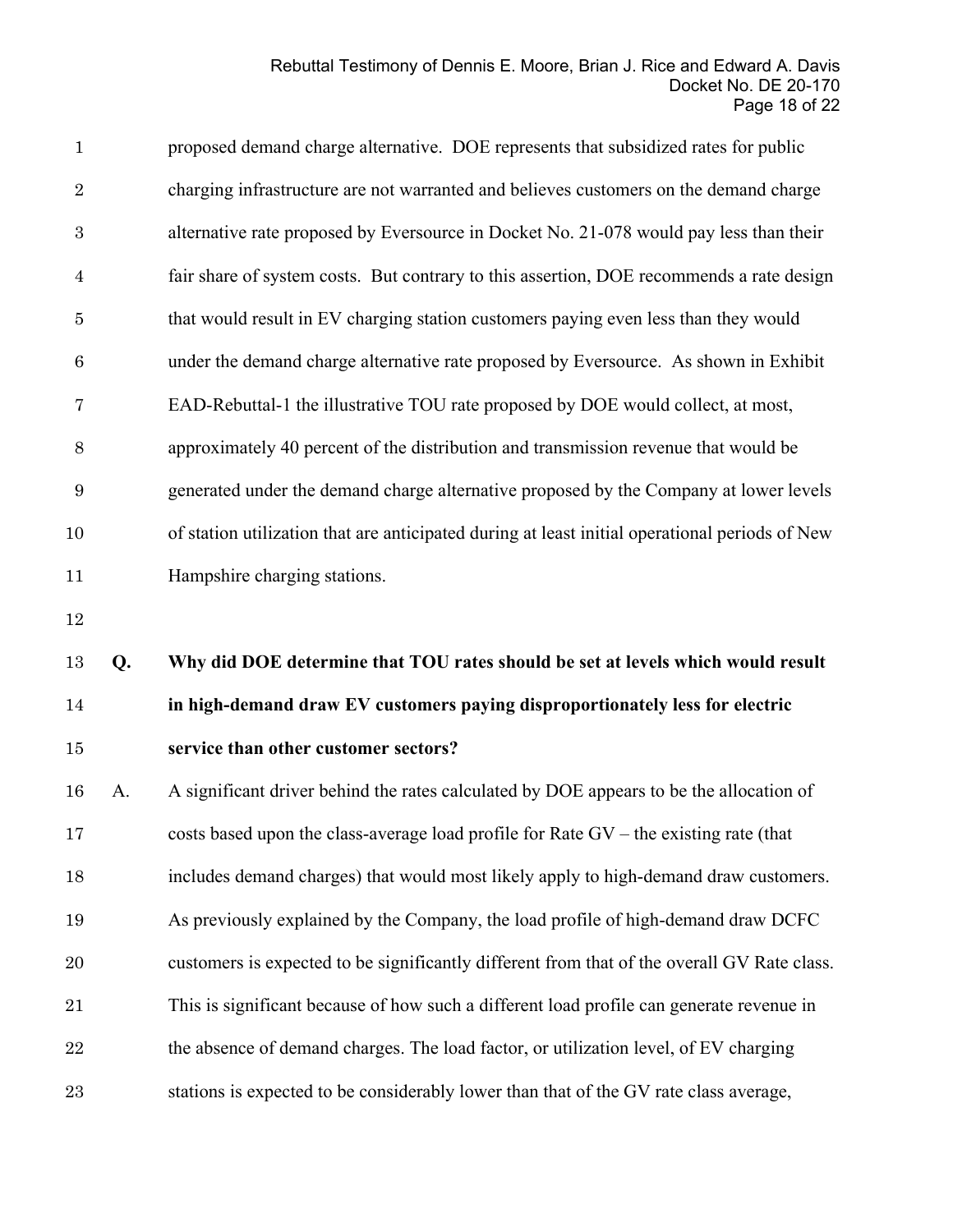proposed demand charge alternative. DOE represents that subsidized rates for public charging infrastructure are not warranted and believes customers on the demand charge alternative rate proposed by Eversource in Docket No. 21-078 would pay less than their fair share of system costs. But contrary to this assertion, DOE recommends a rate design that would result in EV charging station customers paying even less than they would under the demand charge alternative rate proposed by Eversource. As shown in Exhibit EAD-Rebuttal-1 the illustrative TOU rate proposed by DOE would collect, at most, approximately 40 percent of the distribution and transmission revenue that would be generated under the demand charge alternative proposed by the Company at lower levels of station utilization that are anticipated during at least initial operational periods of New Hampshire charging stations.

**Q. Why did DOE determine that TOU rates should be set at levels which would result in high-demand draw EV customers paying disproportionately less for electric service than other customer sectors?**

A. A significant driver behind the rates calculated by DOE appears to be the allocation of costs based upon the class-average load profile for Rate GV – the existing rate (that includes demand charges) that would most likely apply to high-demand draw customers. As previously explained by the Company, the load profile of high-demand draw DCFC customers is expected to be significantly different from that of the overall GV Rate class. This is significant because of how such a different load profile can generate revenue in the absence of demand charges. The load factor, or utilization level, of EV charging stations is expected to be considerably lower than that of the GV rate class average,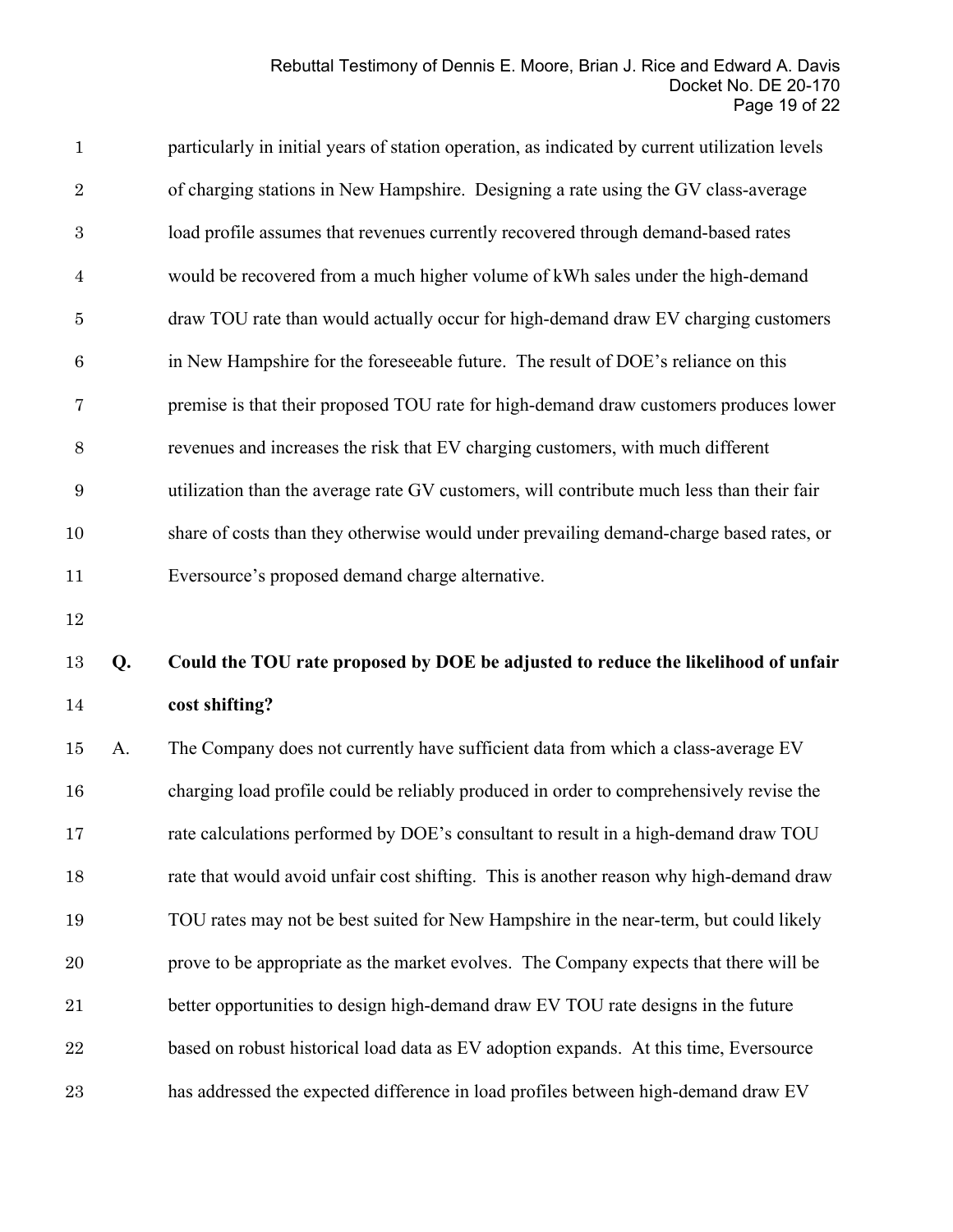particularly in initial years of station operation, as indicated by current utilization levels of charging stations in New Hampshire. Designing a rate using the GV class-average load profile assumes that revenues currently recovered through demand-based rates would be recovered from a much higher volume of kWh sales under the high-demand draw TOU rate than would actually occur for high-demand draw EV charging customers in New Hampshire for the foreseeable future. The result of DOE's reliance on this premise is that their proposed TOU rate for high-demand draw customers produces lower revenues and increases the risk that EV charging customers, with much different utilization than the average rate GV customers, will contribute much less than their fair share of costs than they otherwise would under prevailing demand-charge based rates, or Eversource's proposed demand charge alternative.

**Q. Could the TOU rate proposed by DOE be adjusted to reduce the likelihood of unfair cost shifting?**

A. The Company does not currently have sufficient data from which a class-average EV charging load profile could be reliably produced in order to comprehensively revise the rate calculations performed by DOE's consultant to result in a high-demand draw TOU rate that would avoid unfair cost shifting. This is another reason why high-demand draw TOU rates may not be best suited for New Hampshire in the near-term, but could likely prove to be appropriate as the market evolves. The Company expects that there will be better opportunities to design high-demand draw EV TOU rate designs in the future based on robust historical load data as EV adoption expands. At this time, Eversource has addressed the expected difference in load profiles between high-demand draw EV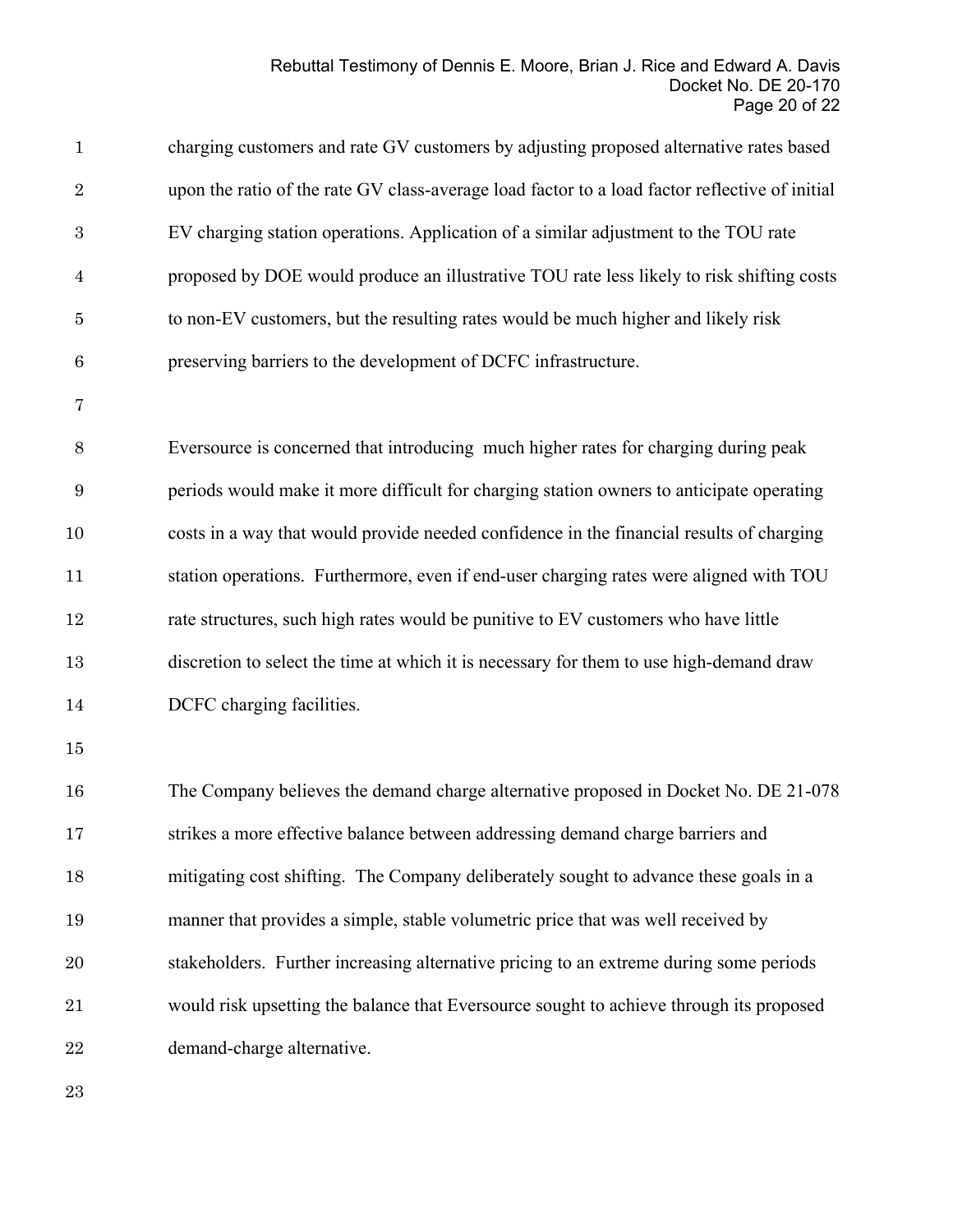charging customers and rate GV customers by adjusting proposed alternative rates based upon the ratio of the rate GV class-average load factor to a load factor reflective of initial EV charging station operations. Application of a similar adjustment to the TOU rate proposed by DOE would produce an illustrative TOU rate less likely to risk shifting costs to non-EV customers, but the resulting rates would be much higher and likely risk preserving barriers to the development of DCFC infrastructure.

Eversource is concerned that introducing much higher rates for charging during peak periods would make it more difficult for charging station owners to anticipate operating costs in a way that would provide needed confidence in the financial results of charging station operations. Furthermore, even if end-user charging rates were aligned with TOU rate structures, such high rates would be punitive to EV customers who have little discretion to select the time at which it is necessary for them to use high-demand draw DCFC charging facilities.

The Company believes the demand charge alternative proposed in Docket No. DE 21-078 strikes a more effective balance between addressing demand charge barriers and mitigating cost shifting. The Company deliberately sought to advance these goals in a manner that provides a simple, stable volumetric price that was well received by stakeholders. Further increasing alternative pricing to an extreme during some periods would risk upsetting the balance that Eversource sought to achieve through its proposed demand-charge alternative.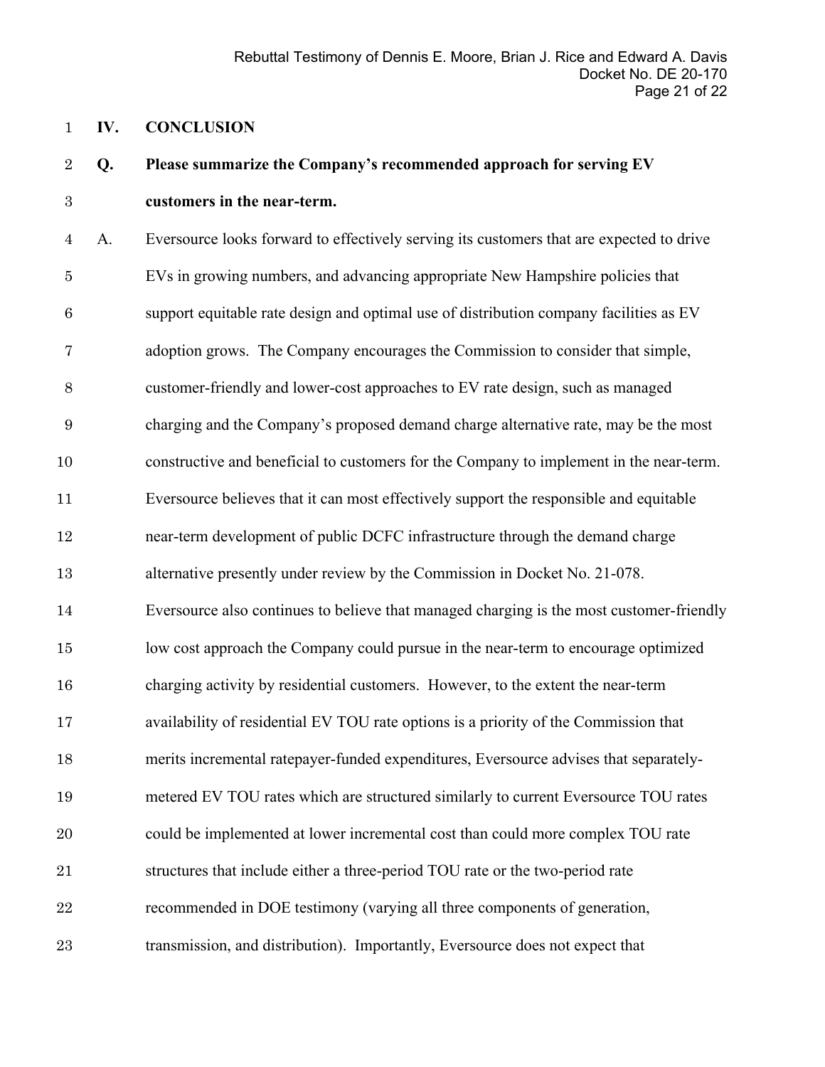## IV. CONCLUSION

**Q. Please summarize the Company's recommended approach for serving EV customers in the near-term.**

A. Eversource looks forward to effectively serving its customers that are expected to drive EVs in growing numbers, and advancing appropriate New Hampshire policies that support equitable rate design and optimal use of distribution company facilities as EV adoption grows. The Company encourages the Commission to consider that simple, customer-friendly and lower-cost approaches to EV rate design, such as managed charging and the Company's proposed demand charge alternative rate, may be the most constructive and beneficial to customers for the Company to implement in the near-term. Eversource believes that it can most effectively support the responsible and equitable near-term development of public DCFC infrastructure through the demand charge alternative presently under review by the Commission in Docket No. 21-078. Eversource also continues to believe that managed charging is the most customer-friendly low cost approach the Company could pursue in the near-term to encourage optimized charging activity by residential customers. However, to the extent the near-term availability of residential EV TOU rate options is a priority of the Commission that merits incremental ratepayer-funded expenditures, Eversource advises that separately-metered EV TOU rates which are structured similarly to current Eversource TOU rates could be implemented at lower incremental cost than could more complex TOU rate structures that include either a three-period TOU rate or the two-period rate recommended in DOE testimony (varying all three components of generation, transmission, and distribution). Importantly, Eversource does not expect that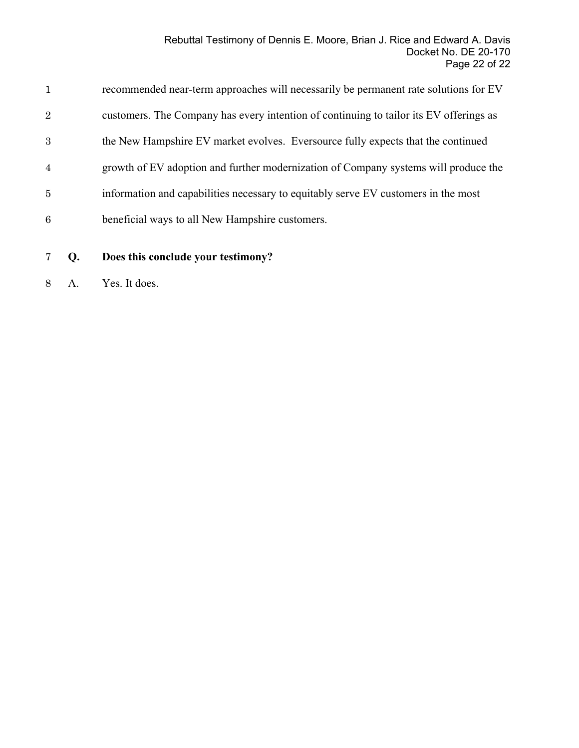recommended near-term approaches will necessarily be permanent rate solutions for EV customers. The Company has every intention of continuing to tailor its EV offerings as the New Hampshire EV market evolves. Eversource fully expects that the continued growth of EV adoption and further modernization of Company systems will produce the information and capabilities necessary to equitably serve EV customers in the most beneficial ways to all New Hampshire customers.

**Q. Does this conclude your testimony?**

A. Yes. It does.